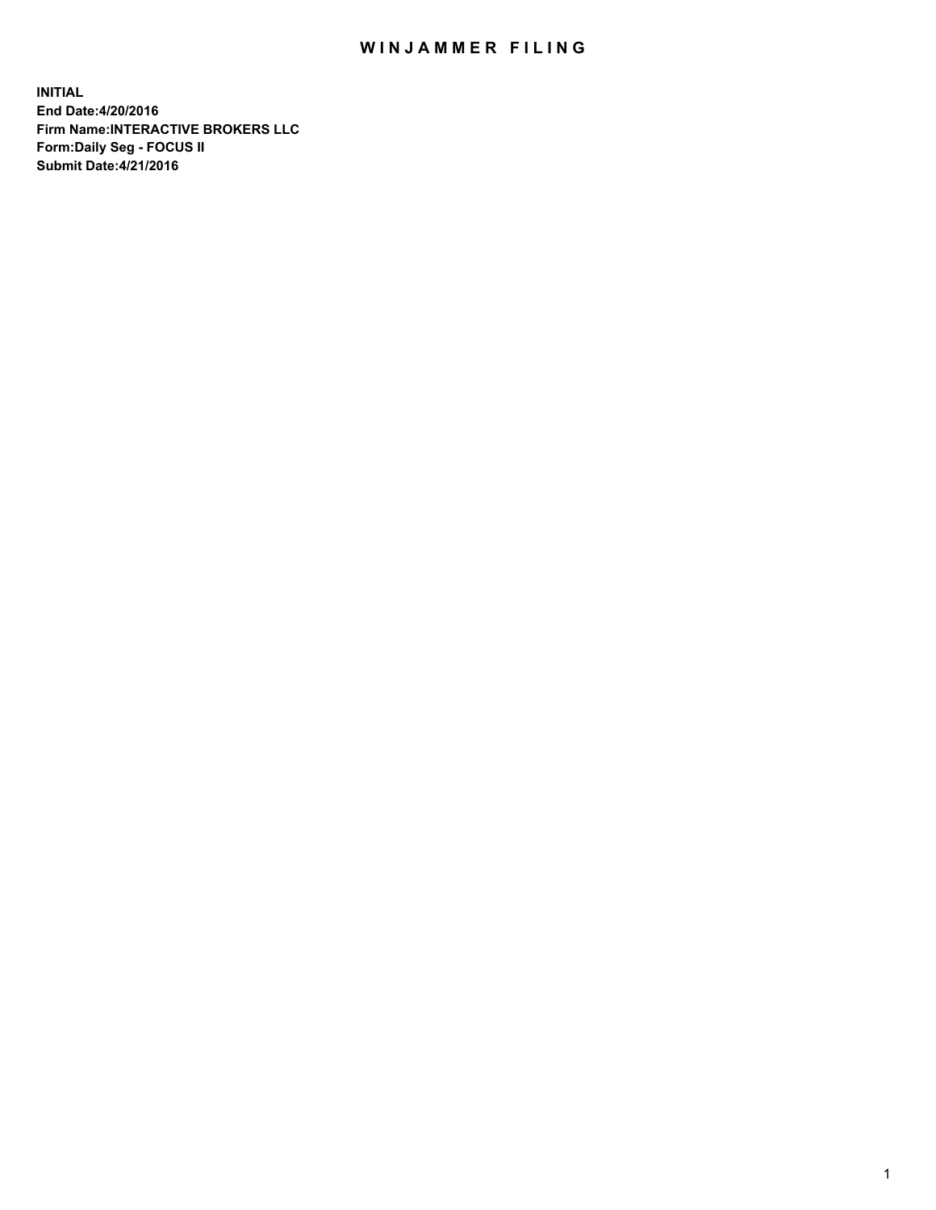# WINJAMMER FILING

**INITIAL**
**End Date:4/20/2016**
**Firm Name:INTERACTIVE BROKERS LLC**
**Form:Daily Seg - FOCUS II**
**Submit Date:4/21/2016**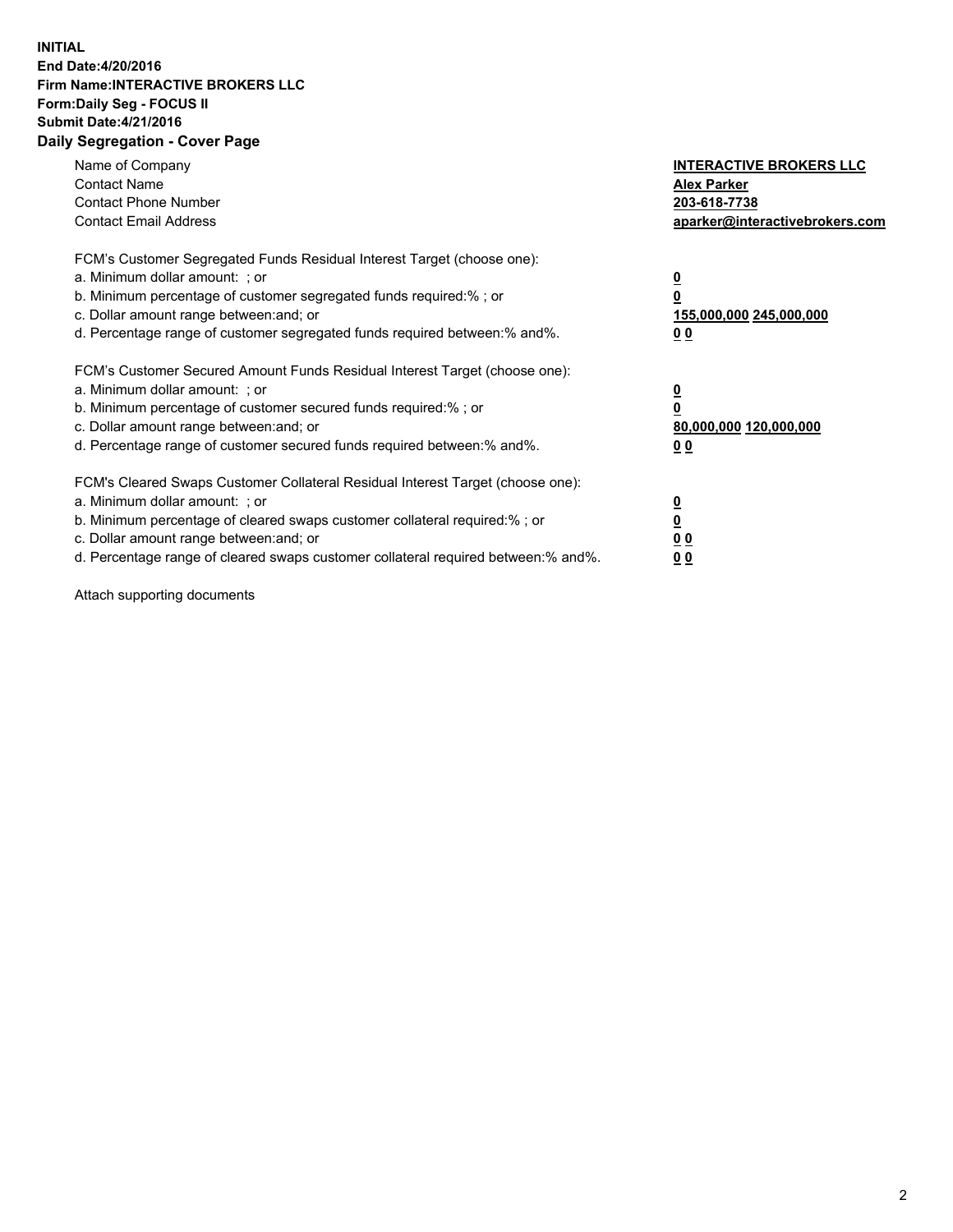**INITIAL**
**End Date:4/20/2016**
**Firm Name:INTERACTIVE BROKERS LLC**
**Form:Daily Seg - FOCUS II**
**Submit Date:4/21/2016**
**Daily Segregation - Cover Page**

| | |
|---|---|
| Name of Company | **INTERACTIVE BROKERS LLC** |
| Contact Name | **Alex Parker** |
| Contact Phone Number | **203-618-7738** |
| Contact Email Address | **aparker@interactivebrokers.com** |

FCM's Customer Segregated Funds Residual Interest Target (choose one):

| | |
|---|---|
| a. Minimum dollar amount: ; or | **0** |
| b. Minimum percentage of customer segregated funds required:% ; or | **0** |
| c. Dollar amount range between:and; or | **155,000,000 245,000,000** |
| d. Percentage range of customer segregated funds required between:% and%. | **0 0** |

FCM's Customer Secured Amount Funds Residual Interest Target (choose one):

| | |
|---|---|
| a. Minimum dollar amount: ; or | **0** |
| b. Minimum percentage of customer secured funds required:% ; or | **0** |
| c. Dollar amount range between:and; or | **80,000,000 120,000,000** |
| d. Percentage range of customer secured funds required between:% and%. | **0 0** |

FCM's Cleared Swaps Customer Collateral Residual Interest Target (choose one):

| | |
|---|---|
| a. Minimum dollar amount: ; or | **0** |
| b. Minimum percentage of cleared swaps customer collateral required:% ; or | **0** |
| c. Dollar amount range between:and; or | **0 0** |
| d. Percentage range of cleared swaps customer collateral required between:% and%. | **0 0** |

Attach supporting documents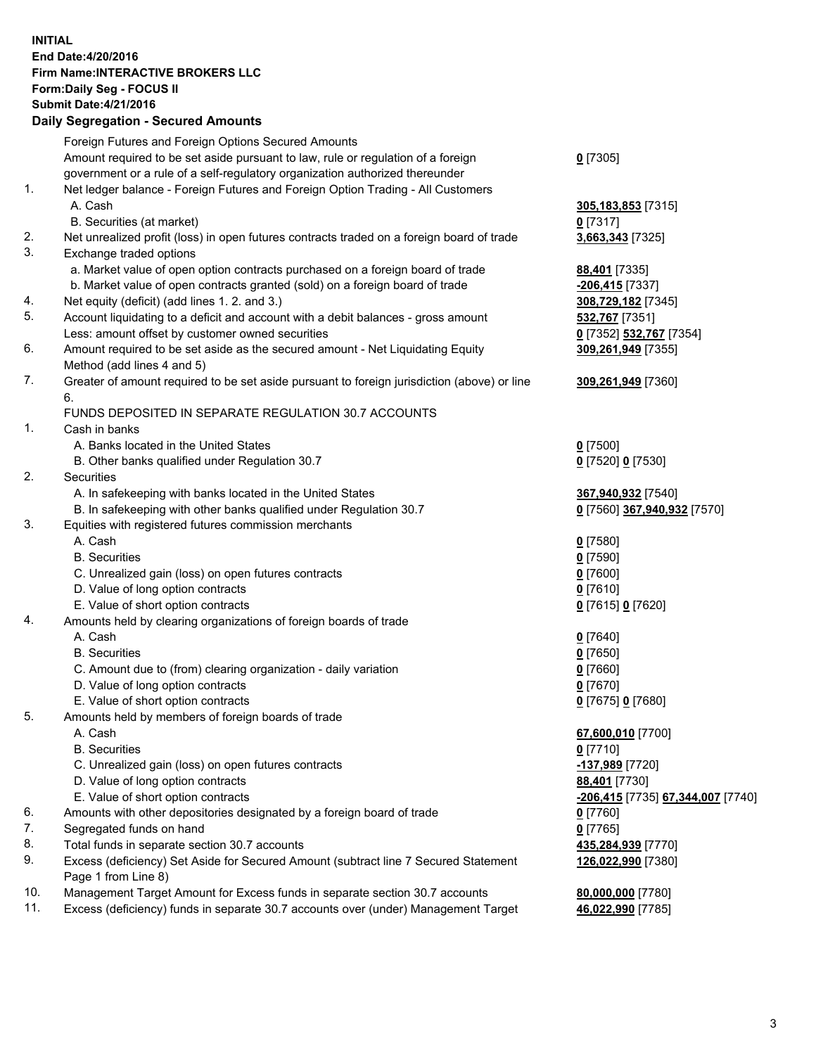**INITIAL**
**End Date:4/20/2016**
**Firm Name:INTERACTIVE BROKERS LLC**
**Form:Daily Seg - FOCUS II**
**Submit Date:4/21/2016**

## Daily Segregation - Secured Amounts

| | | |
|---|---|---|
| | Foreign Futures and Foreign Options Secured Amounts | |
| | Amount required to be set aside pursuant to law, rule or regulation of a foreign government or a rule of a self-regulatory organization authorized thereunder | **0** [7305] |
| 1. | Net ledger balance - Foreign Futures and Foreign Option Trading - All Customers | |
| | A. Cash | **305,183,853** [7315] |
| | B. Securities (at market) | **0** [7317] |
| 2. | Net unrealized profit (loss) in open futures contracts traded on a foreign board of trade | **3,663,343** [7325] |
| 3. | Exchange traded options | |
| | a. Market value of open option contracts purchased on a foreign board of trade | **88,401** [7335] |
| | b. Market value of open contracts granted (sold) on a foreign board of trade | **-206,415** [7337] |
| 4. | Net equity (deficit) (add lines 1. 2. and 3.) | **308,729,182** [7345] |
| 5. | Account liquidating to a deficit and account with a debit balances - gross amount | **532,767** [7351] |
| | Less: amount offset by customer owned securities | **0** [7352] **532,767** [7354] |
| 6. | Amount required to be set aside as the secured amount - Net Liquidating Equity Method (add lines 4 and 5) | **309,261,949** [7355] |
| 7. | Greater of amount required to be set aside pursuant to foreign jurisdiction (above) or line 6. | **309,261,949** [7360] |
| | FUNDS DEPOSITED IN SEPARATE REGULATION 30.7 ACCOUNTS | |
| 1. | Cash in banks | |
| | A. Banks located in the United States | **0** [7500] |
| | B. Other banks qualified under Regulation 30.7 | **0** [7520] **0** [7530] |
| 2. | Securities | |
| | A. In safekeeping with banks located in the United States | **367,940,932** [7540] |
| | B. In safekeeping with other banks qualified under Regulation 30.7 | **0** [7560] **367,940,932** [7570] |
| 3. | Equities with registered futures commission merchants | |
| | A. Cash | **0** [7580] |
| | B. Securities | **0** [7590] |
| | C. Unrealized gain (loss) on open futures contracts | **0** [7600] |
| | D. Value of long option contracts | **0** [7610] |
| | E. Value of short option contracts | **0** [7615] **0** [7620] |
| 4. | Amounts held by clearing organizations of foreign boards of trade | |
| | A. Cash | **0** [7640] |
| | B. Securities | **0** [7650] |
| | C. Amount due to (from) clearing organization - daily variation | **0** [7660] |
| | D. Value of long option contracts | **0** [7670] |
| | E. Value of short option contracts | **0** [7675] **0** [7680] |
| 5. | Amounts held by members of foreign boards of trade | |
| | A. Cash | **67,600,010** [7700] |
| | B. Securities | **0** [7710] |
| | C. Unrealized gain (loss) on open futures contracts | **-137,989** [7720] |
| | D. Value of long option contracts | **88,401** [7730] |
| | E. Value of short option contracts | **-206,415** [7735] **67,344,007** [7740] |
| 6. | Amounts with other depositories designated by a foreign board of trade | **0** [7760] |
| 7. | Segregated funds on hand | **0** [7765] |
| 8. | Total funds in separate section 30.7 accounts | **435,284,939** [7770] |
| 9. | Excess (deficiency) Set Aside for Secured Amount (subtract line 7 Secured Statement Page 1 from Line 8) | **126,022,990** [7380] |
| 10. | Management Target Amount for Excess funds in separate section 30.7 accounts | **80,000,000** [7780] |
| 11. | Excess (deficiency) funds in separate 30.7 accounts over (under) Management Target | **46,022,990** [7785] |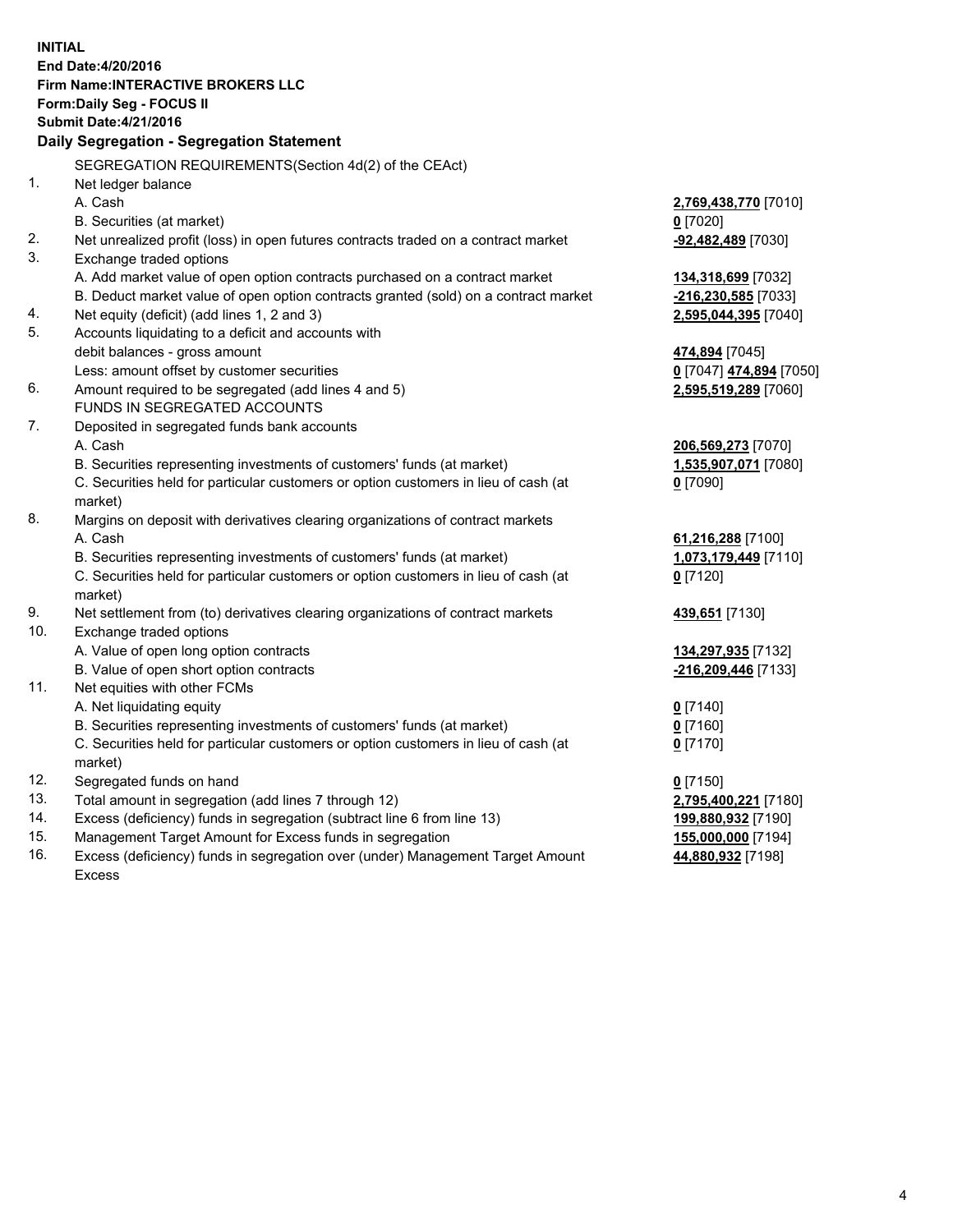**INITIAL**
**End Date:4/20/2016**
**Firm Name:INTERACTIVE BROKERS LLC**
**Form:Daily Seg - FOCUS II**
**Submit Date:4/21/2016**
**Daily Segregation - Segregation Statement**

SEGREGATION REQUIREMENTS(Section 4d(2) of the CEAct)

| | | |
|---|---|---|
| 1. | Net ledger balance | |
| | A. Cash | **2,769,438,770** [7010] |
| | B. Securities (at market) | **0** [7020] |
| 2. | Net unrealized profit (loss) in open futures contracts traded on a contract market | **-92,482,489** [7030] |
| 3. | Exchange traded options | |
| | A. Add market value of open option contracts purchased on a contract market | **134,318,699** [7032] |
| | B. Deduct market value of open option contracts granted (sold) on a contract market | **-216,230,585** [7033] |
| 4. | Net equity (deficit) (add lines 1, 2 and 3) | **2,595,044,395** [7040] |
| 5. | Accounts liquidating to a deficit and accounts with | |
| | debit balances - gross amount | **474,894** [7045] |
| | Less: amount offset by customer securities | **0** [7047] **474,894** [7050] |
| 6. | Amount required to be segregated (add lines 4 and 5) | **2,595,519,289** [7060] |
| | FUNDS IN SEGREGATED ACCOUNTS | |
| 7. | Deposited in segregated funds bank accounts | |
| | A. Cash | **206,569,273** [7070] |
| | B. Securities representing investments of customers' funds (at market) | **1,535,907,071** [7080] |
| | C. Securities held for particular customers or option customers in lieu of cash (at market) | **0** [7090] |
| 8. | Margins on deposit with derivatives clearing organizations of contract markets | |
| | A. Cash | **61,216,288** [7100] |
| | B. Securities representing investments of customers' funds (at market) | **1,073,179,449** [7110] |
| | C. Securities held for particular customers or option customers in lieu of cash (at market) | **0** [7120] |
| 9. | Net settlement from (to) derivatives clearing organizations of contract markets | **439,651** [7130] |
| 10. | Exchange traded options | |
| | A. Value of open long option contracts | **134,297,935** [7132] |
| | B. Value of open short option contracts | **-216,209,446** [7133] |
| 11. | Net equities with other FCMs | |
| | A. Net liquidating equity | **0** [7140] |
| | B. Securities representing investments of customers' funds (at market) | **0** [7160] |
| | C. Securities held for particular customers or option customers in lieu of cash (at market) | **0** [7170] |
| 12. | Segregated funds on hand | **0** [7150] |
| 13. | Total amount in segregation (add lines 7 through 12) | **2,795,400,221** [7180] |
| 14. | Excess (deficiency) funds in segregation (subtract line 6 from line 13) | **199,880,932** [7190] |
| 15. | Management Target Amount for Excess funds in segregation | **155,000,000** [7194] |
| 16. | Excess (deficiency) funds in segregation over (under) Management Target Amount Excess | **44,880,932** [7198] |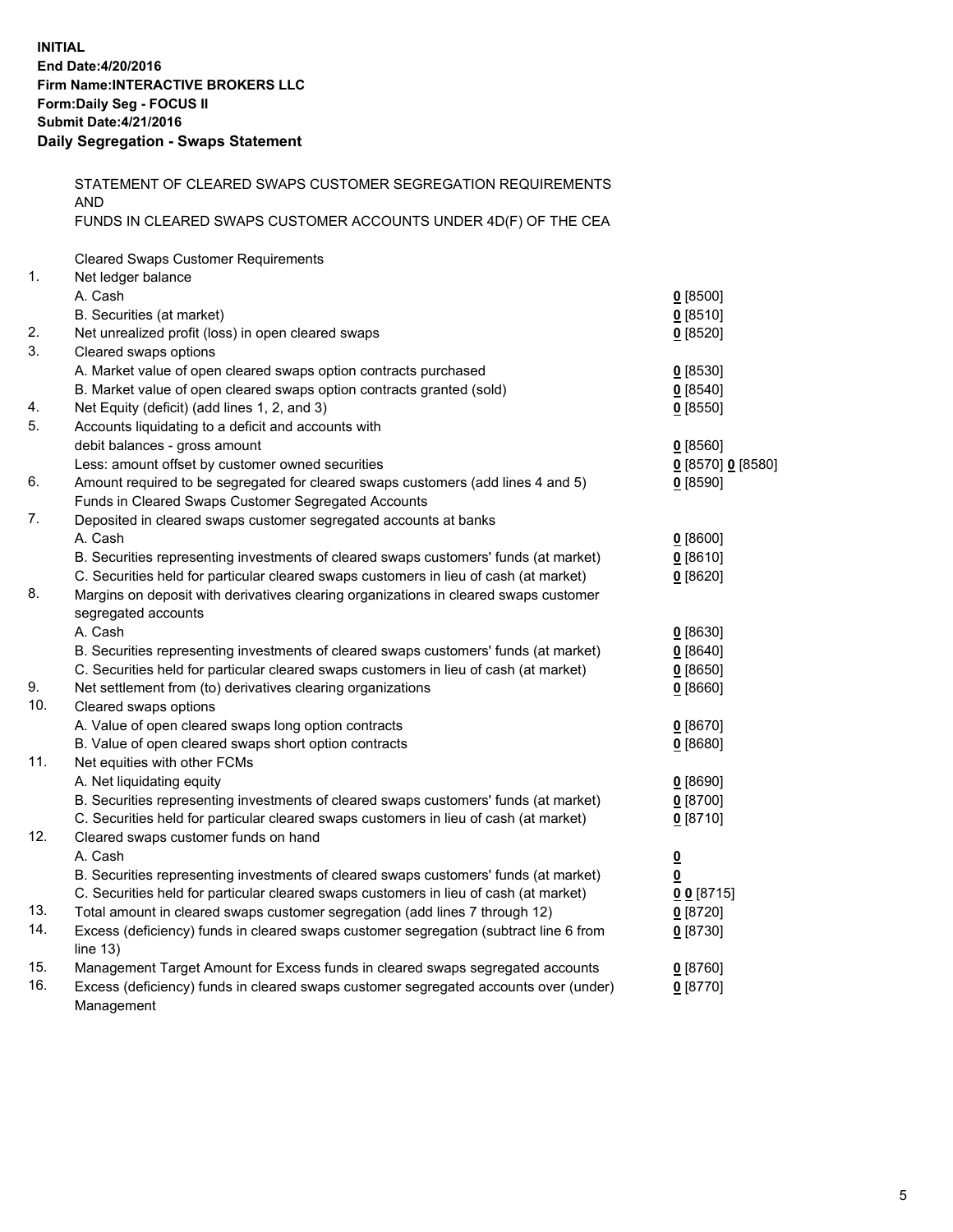**INITIAL**
**End Date:4/20/2016**
**Firm Name:INTERACTIVE BROKERS LLC**
**Form:Daily Seg - FOCUS II**
**Submit Date:4/21/2016**
**Daily Segregation - Swaps Statement**

STATEMENT OF CLEARED SWAPS CUSTOMER SEGREGATION REQUIREMENTS AND FUNDS IN CLEARED SWAPS CUSTOMER ACCOUNTS UNDER 4D(F) OF THE CEA

| | | |
|---|---|---|
| | Cleared Swaps Customer Requirements | |
| 1. | Net ledger balance | |
| | A. Cash | 0 [8500] |
| | B. Securities (at market) | 0 [8510] |
| 2. | Net unrealized profit (loss) in open cleared swaps | 0 [8520] |
| 3. | Cleared swaps options | |
| | A. Market value of open cleared swaps option contracts purchased | 0 [8530] |
| | B. Market value of open cleared swaps option contracts granted (sold) | 0 [8540] |
| 4. | Net Equity (deficit) (add lines 1, 2, and 3) | 0 [8550] |
| 5. | Accounts liquidating to a deficit and accounts with | |
| | debit balances - gross amount | 0 [8560] |
| | Less: amount offset by customer owned securities | 0 [8570] 0 [8580] |
| 6. | Amount required to be segregated for cleared swaps customers (add lines 4 and 5) | 0 [8590] |
| | Funds in Cleared Swaps Customer Segregated Accounts | |
| 7. | Deposited in cleared swaps customer segregated accounts at banks | |
| | A. Cash | 0 [8600] |
| | B. Securities representing investments of cleared swaps customers' funds (at market) | 0 [8610] |
| | C. Securities held for particular cleared swaps customers in lieu of cash (at market) | 0 [8620] |
| 8. | Margins on deposit with derivatives clearing organizations in cleared swaps customer segregated accounts | |
| | A. Cash | 0 [8630] |
| | B. Securities representing investments of cleared swaps customers' funds (at market) | 0 [8640] |
| | C. Securities held for particular cleared swaps customers in lieu of cash (at market) | 0 [8650] |
| 9. | Net settlement from (to) derivatives clearing organizations | 0 [8660] |
| 10. | Cleared swaps options | |
| | A. Value of open cleared swaps long option contracts | 0 [8670] |
| | B. Value of open cleared swaps short option contracts | 0 [8680] |
| 11. | Net equities with other FCMs | |
| | A. Net liquidating equity | 0 [8690] |
| | B. Securities representing investments of cleared swaps customers' funds (at market) | 0 [8700] |
| | C. Securities held for particular cleared swaps customers in lieu of cash (at market) | 0 [8710] |
| 12. | Cleared swaps customer funds on hand | |
| | A. Cash | 0 |
| | B. Securities representing investments of cleared swaps customers' funds (at market) | 0 |
| | C. Securities held for particular cleared swaps customers in lieu of cash (at market) | 0 0 [8715] |
| 13. | Total amount in cleared swaps customer segregation (add lines 7 through 12) | 0 [8720] |
| 14. | Excess (deficiency) funds in cleared swaps customer segregation (subtract line 6 from line 13) | 0 [8730] |
| 15. | Management Target Amount for Excess funds in cleared swaps segregated accounts | 0 [8760] |
| 16. | Excess (deficiency) funds in cleared swaps customer segregated accounts over (under) Management | 0 [8770] |